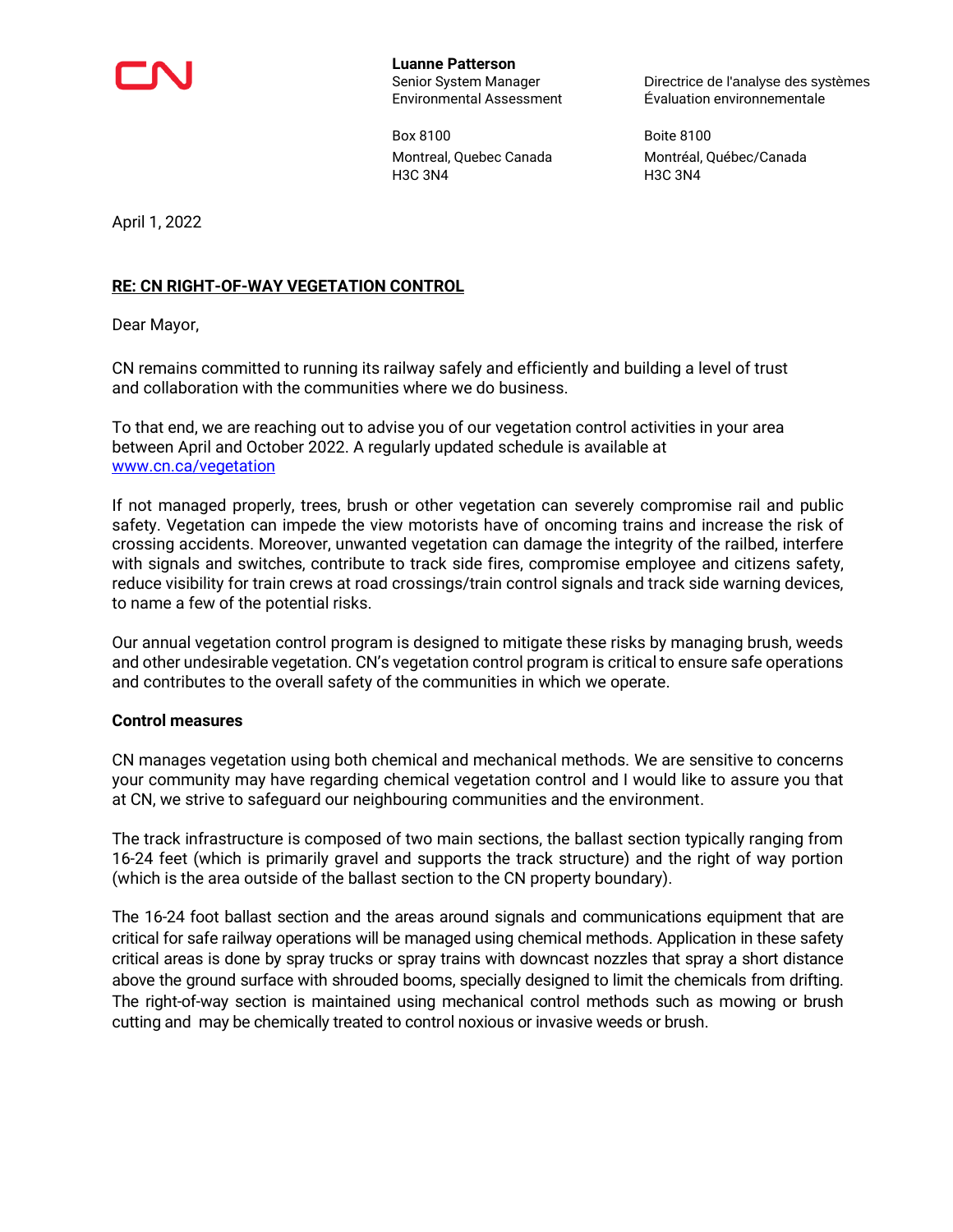CN

**Luanne Patterson**
Senior System Manager
Environmental Assessment

Directrice de l'analyse des systèmes
Évaluation environnementale

Box 8100
Montreal, Quebec Canada
H3C 3N4

Boite 8100
Montréal, Québec/Canada
H3C 3N4

April 1, 2022

**RE: CN RIGHT-OF-WAY VEGETATION CONTROL**

Dear Mayor,

CN remains committed to running its railway safely and efficiently and building a level of trust and collaboration with the communities where we do business.

To that end, we are reaching out to advise you of our vegetation control activities in your area between April and October 2022. A regularly updated schedule is available at www.cn.ca/vegetation

If not managed properly, trees, brush or other vegetation can severely compromise rail and public safety. Vegetation can impede the view motorists have of oncoming trains and increase the risk of crossing accidents. Moreover, unwanted vegetation can damage the integrity of the railbed, interfere with signals and switches, contribute to track side fires, compromise employee and citizens safety, reduce visibility for train crews at road crossings/train control signals and track side warning devices, to name a few of the potential risks.

Our annual vegetation control program is designed to mitigate these risks by managing brush, weeds and other undesirable vegetation. CN's vegetation control program is critical to ensure safe operations and contributes to the overall safety of the communities in which we operate.

**Control measures**

CN manages vegetation using both chemical and mechanical methods. We are sensitive to concerns your community may have regarding chemical vegetation control and I would like to assure you that at CN, we strive to safeguard our neighbouring communities and the environment.

The track infrastructure is composed of two main sections, the ballast section typically ranging from 16-24 feet (which is primarily gravel and supports the track structure) and the right of way portion (which is the area outside of the ballast section to the CN property boundary).

The 16-24 foot ballast section and the areas around signals and communications equipment that are critical for safe railway operations will be managed using chemical methods. Application in these safety critical areas is done by spray trucks or spray trains with downcast nozzles that spray a short distance above the ground surface with shrouded booms, specially designed to limit the chemicals from drifting. The right-of-way section is maintained using mechanical control methods such as mowing or brush cutting and may be chemically treated to control noxious or invasive weeds or brush.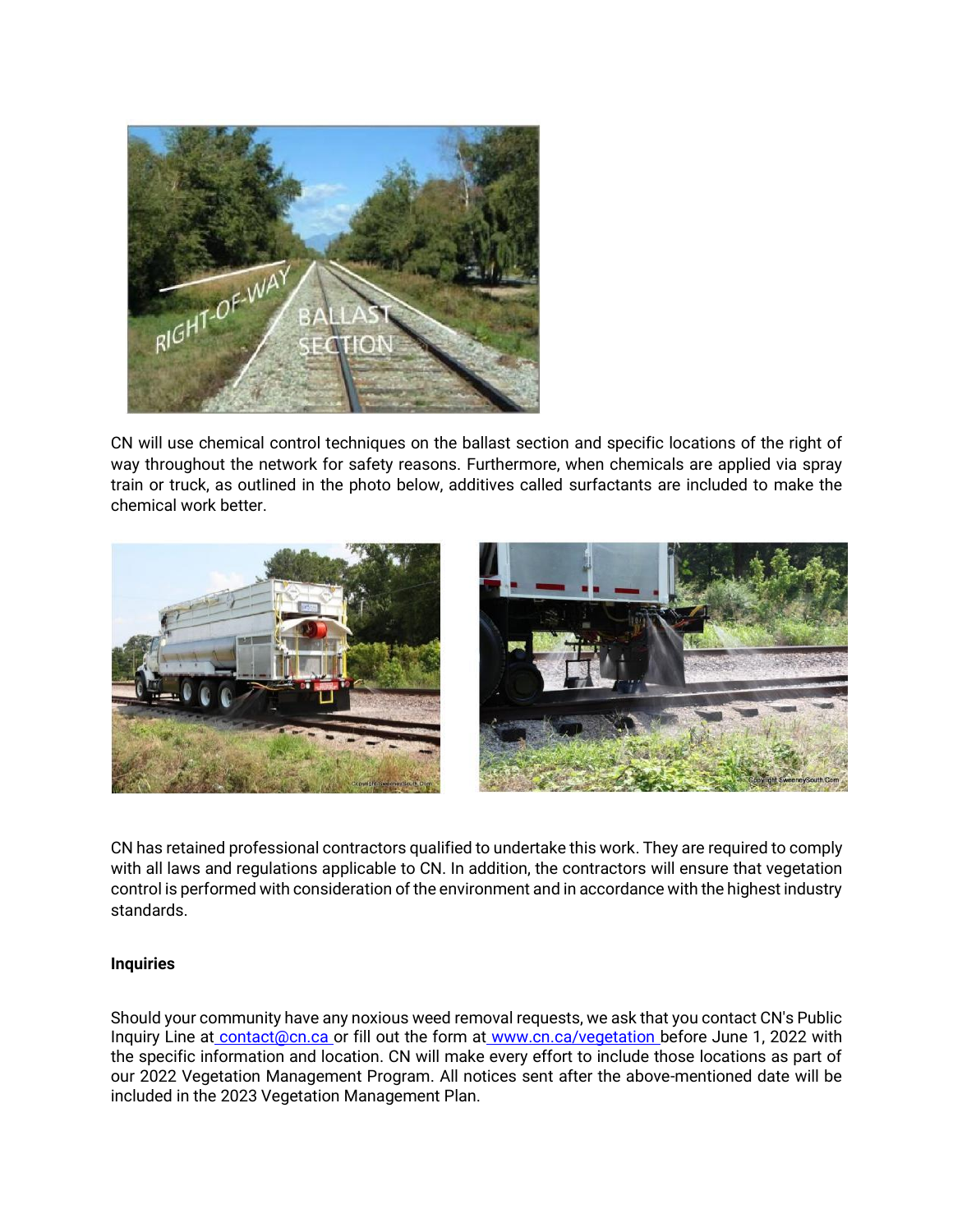CN will use chemical control techniques on the ballast section and specific locations of the right of way throughout the network for safety reasons. Furthermore, when chemicals are applied via spray train or truck, as outlined in the photo below, additives called surfactants are included to make the chemical work better.

CN has retained professional contractors qualified to undertake this work. They are required to comply with all laws and regulations applicable to CN. In addition, the contractors will ensure that vegetation control is performed with consideration of the environment and in accordance with the highest industry standards.

**Inquiries**

Should your community have any noxious weed removal requests, we ask that you contact CN's Public Inquiry Line at contact@cn.ca or fill out the form at www.cn.ca/vegetation before June 1, 2022 with the specific information and location. CN will make every effort to include those locations as part of our 2022 Vegetation Management Program. All notices sent after the above-mentioned date will be included in the 2023 Vegetation Management Plan.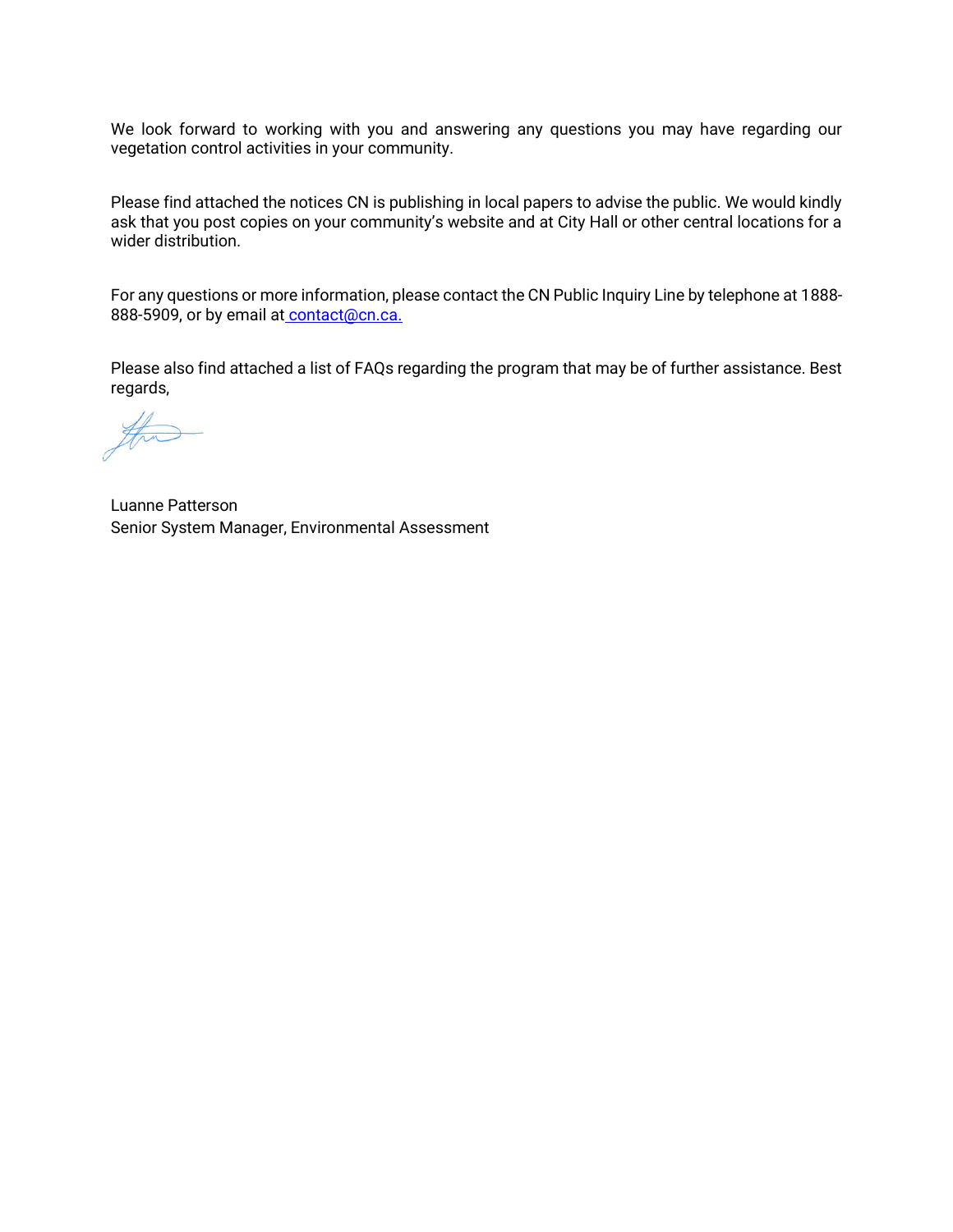We look forward to working with you and answering any questions you may have regarding our vegetation control activities in your community.

Please find attached the notices CN is publishing in local papers to advise the public. We would kindly ask that you post copies on your community's website and at City Hall or other central locations for a wider distribution.

For any questions or more information, please contact the CN Public Inquiry Line by telephone at 1888-888-5909, or by email at contact@cn.ca.

Please also find attached a list of FAQs regarding the program that may be of further assistance. Best regards,

Luanne Patterson
Senior System Manager, Environmental Assessment